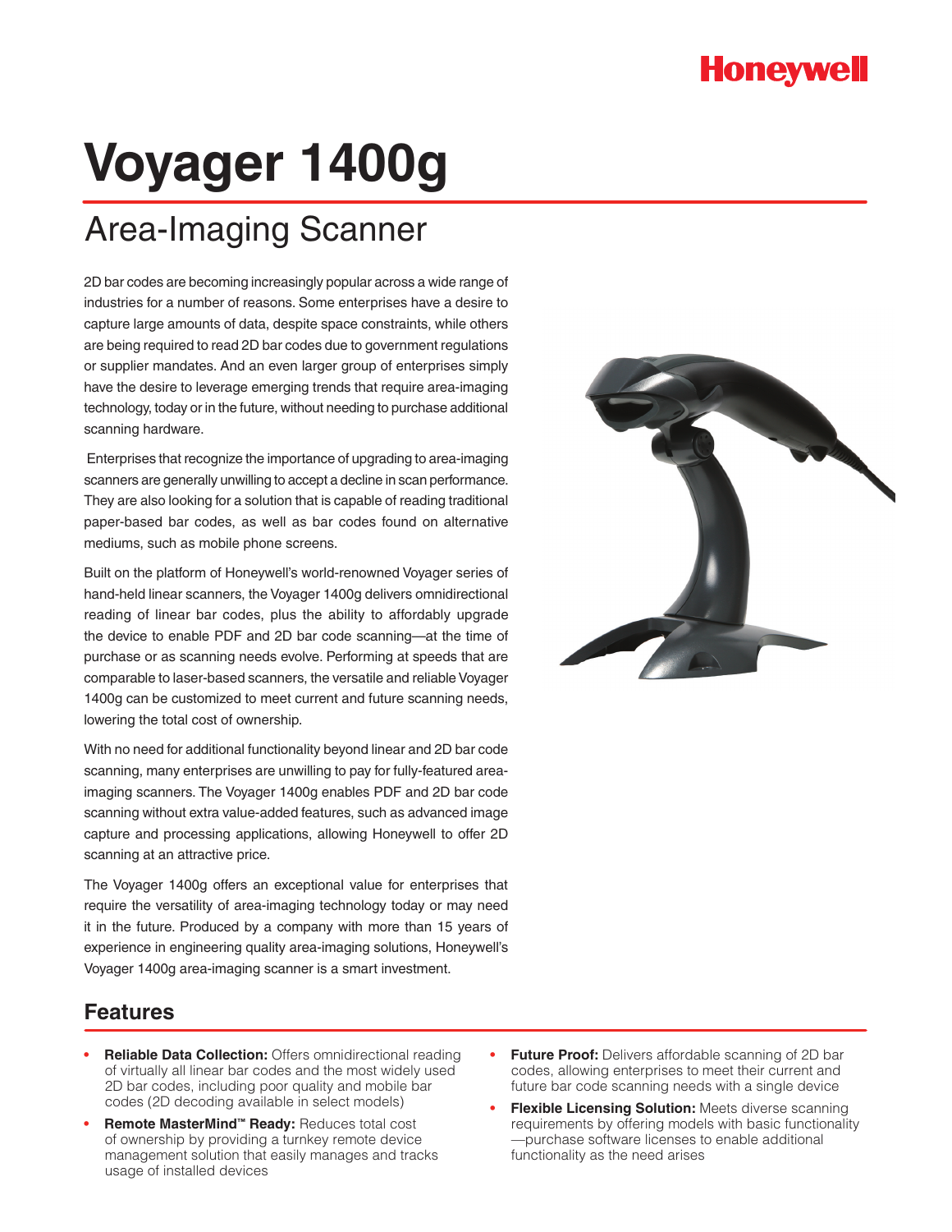Honeywell

# Voyager 1400g

## Area-Imaging Scanner

2D bar codes are becoming increasingly popular across a wide range of industries for a number of reasons. Some enterprises have a desire to capture large amounts of data, despite space constraints, while others are being required to read 2D bar codes due to government regulations or supplier mandates. And an even larger group of enterprises simply have the desire to leverage emerging trends that require area-imaging technology, today or in the future, without needing to purchase additional scanning hardware.

Enterprises that recognize the importance of upgrading to area-imaging scanners are generally unwilling to accept a decline in scan performance. They are also looking for a solution that is capable of reading traditional paper-based bar codes, as well as bar codes found on alternative mediums, such as mobile phone screens.

Built on the platform of Honeywell's world-renowned Voyager series of hand-held linear scanners, the Voyager 1400g delivers omnidirectional reading of linear bar codes, plus the ability to affordably upgrade the device to enable PDF and 2D bar code scanning—at the time of purchase or as scanning needs evolve. Performing at speeds that are comparable to laser-based scanners, the versatile and reliable Voyager 1400g can be customized to meet current and future scanning needs, lowering the total cost of ownership.

With no need for additional functionality beyond linear and 2D bar code scanning, many enterprises are unwilling to pay for fully-featured area-imaging scanners. The Voyager 1400g enables PDF and 2D bar code scanning without extra value-added features, such as advanced image capture and processing applications, allowing Honeywell to offer 2D scanning at an attractive price.

The Voyager 1400g offers an exceptional value for enterprises that require the versatility of area-imaging technology today or may need it in the future. Produced by a company with more than 15 years of experience in engineering quality area-imaging solutions, Honeywell's Voyager 1400g area-imaging scanner is a smart investment.

## Features

- **Reliable Data Collection:** Offers omnidirectional reading of virtually all linear bar codes and the most widely used 2D bar codes, including poor quality and mobile bar codes (2D decoding available in select models)
- **Remote MasterMind™ Ready:** Reduces total cost of ownership by providing a turnkey remote device management solution that easily manages and tracks usage of installed devices
- **Future Proof:** Delivers affordable scanning of 2D bar codes, allowing enterprises to meet their current and future bar code scanning needs with a single device
- **Flexible Licensing Solution:** Meets diverse scanning requirements by offering models with basic functionality —purchase software licenses to enable additional functionality as the need arises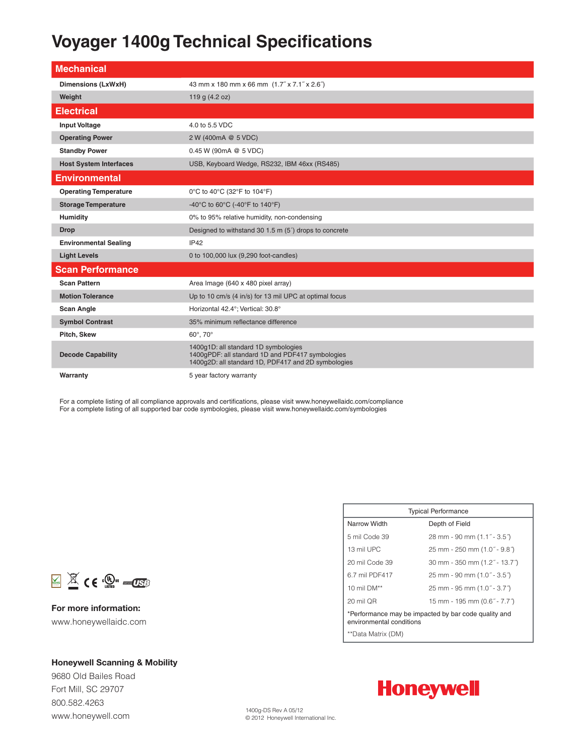# Voyager 1400g Technical Specifications

| | |
|---|---|
| **Mechanical** | |
| Dimensions (LxWxH) | 43 mm x 180 mm x 66 mm (1.7˝ x 7.1˝ x 2.6˝) |
| Weight | 119 g (4.2 oz) |
| **Electrical** | |
| Input Voltage | 4.0 to 5.5 VDC |
| Operating Power | 2 W (400mA @ 5 VDC) |
| Standby Power | 0.45 W (90mA @ 5 VDC) |
| Host System Interfaces | USB, Keyboard Wedge, RS232, IBM 46xx (RS485) |
| **Environmental** | |
| Operating Temperature | 0°C to 40°C (32°F to 104°F) |
| Storage Temperature | -40°C to 60°C (-40°F to 140°F) |
| Humidity | 0% to 95% relative humidity, non-condensing |
| Drop | Designed to withstand 30 1.5 m (5´) drops to concrete |
| Environmental Sealing | IP42 |
| Light Levels | 0 to 100,000 lux (9,290 foot-candles) |
| **Scan Performance** | |
| Scan Pattern | Area Image (640 x 480 pixel array) |
| Motion Tolerance | Up to 10 cm/s (4 in/s) for 13 mil UPC at optimal focus |
| Scan Angle | Horizontal 42.4°; Vertical: 30.8° |
| Symbol Contrast | 35% minimum reflectance difference |
| Pitch, Skew | 60°, 70° |
| Decode Capability | 1400g1D: all standard 1D symbologies<br>1400gPDF: all standard 1D and PDF417 symbologies<br>1400g2D: all standard 1D, PDF417 and 2D symbologies |
| Warranty | 5 year factory warranty |

For a complete listing of all compliance approvals and certifications, please visit www.honeywellaidc.com/compliance
For a complete listing of all supported bar code symbologies, please visit www.honeywellaidc.com/symbologies

| Typical Performance | |
|---|---|
| Narrow Width | Depth of Field |
| 5 mil Code 39 | 28 mm - 90 mm (1.1˝ - 3.5˝) |
| 13 mil UPC | 25 mm - 250 mm (1.0˝ - 9.8˝) |
| 20 mil Code 39 | 30 mm - 350 mm (1.2˝ - 13.7˝) |
| 6.7 mil PDF417 | 25 mm - 90 mm (1.0˝ - 3.5˝) |
| 10 mil DM** | 25 mm - 95 mm (1.0˝ - 3.7˝) |
| 20 mil QR | 15 mm - 195 mm (0.6˝ - 7.7˝) |

*Performance may be impacted by bar code quality and environmental conditions

**Data Matrix (DM)

**For more information:**

www.honeywellaidc.com

**Honeywell Scanning & Mobility**

9680 Old Bailes Road
Fort Mill, SC 29707
800.582.4263
www.honeywell.com

1400g-DS Rev A 05/12
© 2012 Honeywell International Inc.

Honeywell